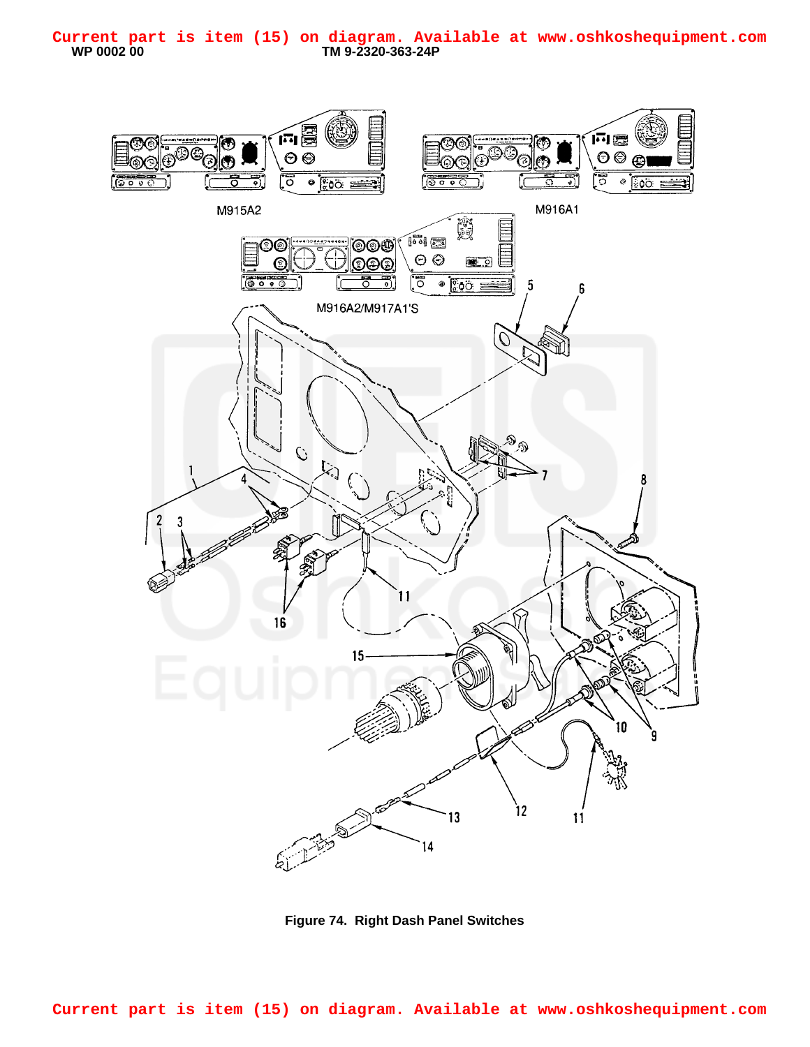Current part is item (15) on diagram. Available at www.oshkoshequipment.com

M915A2

M916A1

M916A2/M917A1'S

1 2 3 4 5 6 7 8 9 10 11 12 13 14 15 16

Figure 74. Right Dash Panel Switches

Current part is item (15) on diagram. Available at www.oshkoshequipment.com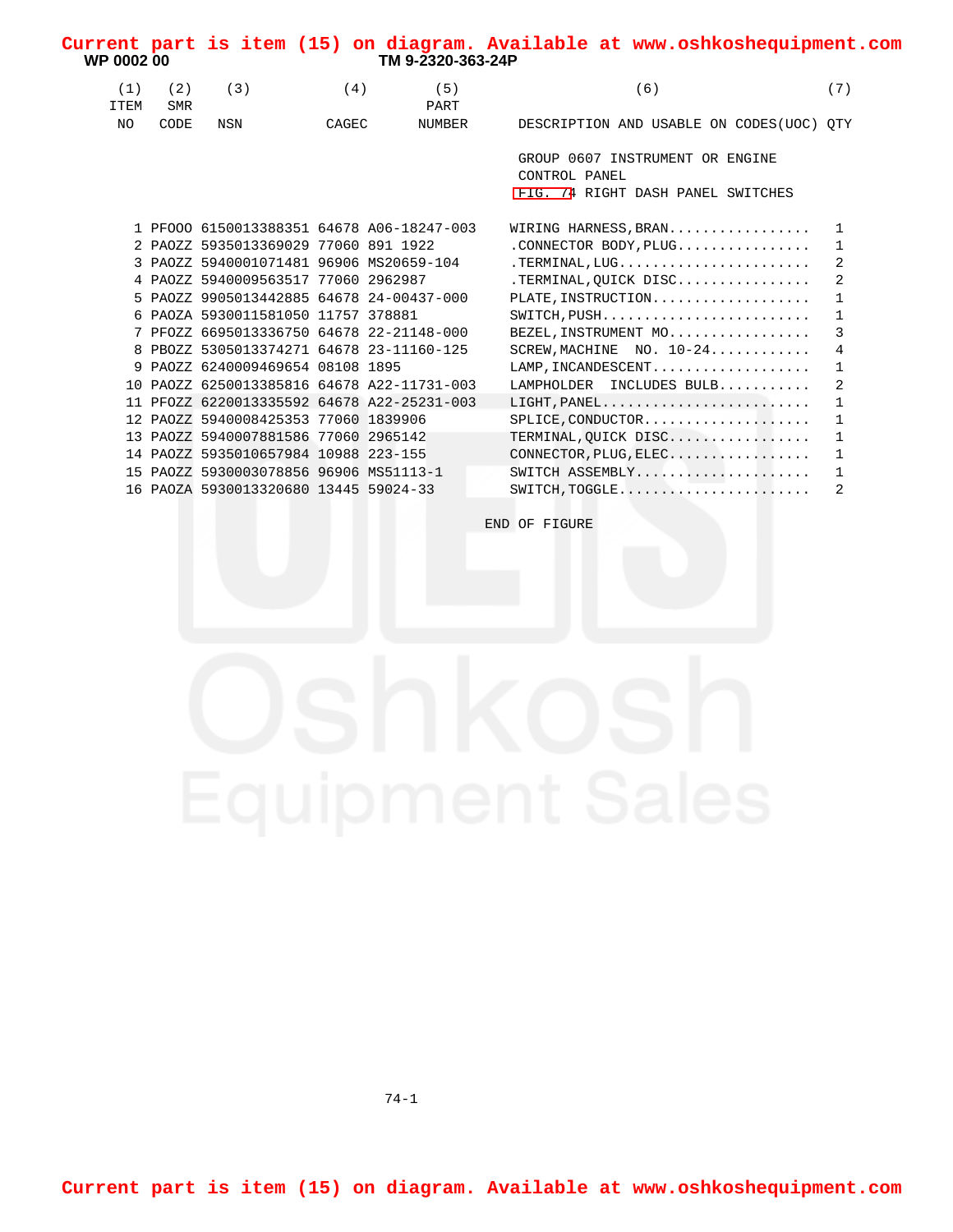Current part is item (15) on diagram. Available at www.oshkoshequipment.com

| (1) ITEM NO | (2) SMR CODE | (3) NSN | (4) CAGEC | (5) PART NUMBER | (6) DESCRIPTION AND USABLE ON CODES(UOC) | (7) QTY |
|---|---|---|---|---|---|---|
| | | | | | GROUP 0607 INSTRUMENT OR ENGINE CONTROL PANEL | |
| | | | | | FIG. 74 RIGHT DASH PANEL SWITCHES | |
| 1 | PFOOO | 6150013388351 | 64678 | A06-18247-003 | WIRING HARNESS,BRAN................. | 1 |
| 2 | PAOZZ | 5935013369029 | 77060 | 891 1922 | .CONNECTOR BODY,PLUG................ | 1 |
| 3 | PAOZZ | 5940001071481 | 96906 | MS20659-104 | .TERMINAL,LUG....................... | 2 |
| 4 | PAOZZ | 5940009563517 | 77060 | 2962987 | .TERMINAL,QUICK DISC................ | 2 |
| 5 | PAOZZ | 9905013442885 | 64678 | 24-00437-000 | PLATE,INSTRUCTION................... | 1 |
| 6 | PAOZA | 5930011581050 | 11757 | 378881 | SWITCH,PUSH......................... | 1 |
| 7 | PFOZZ | 6695013336750 | 64678 | 22-21148-000 | BEZEL,INSTRUMENT MO................. | 3 |
| 8 | PBOZZ | 5305013374271 | 64678 | 23-11160-125 | SCREW,MACHINE NO. 10-24............ | 4 |
| 9 | PAOZZ | 6240009469654 | 08108 | 1895 | LAMP,INCANDESCENT................... | 1 |
| 10 | PAOZZ | 6250013385816 | 64678 | A22-11731-003 | LAMPHOLDER INCLUDES BULB........... | 2 |
| 11 | PFOZZ | 6220013335592 | 64678 | A22-25231-003 | LIGHT,PANEL......................... | 1 |
| 12 | PAOZZ | 5940008425353 | 77060 | 1839906 | SPLICE,CONDUCTOR.................... | 1 |
| 13 | PAOZZ | 5940007881586 | 77060 | 2965142 | TERMINAL,QUICK DISC................. | 1 |
| 14 | PAOZZ | 5935010657984 | 10988 | 223-155 | CONNECTOR,PLUG,ELEC................. | 1 |
| 15 | PAOZZ | 5930003078856 | 96906 | MS51113-1 | SWITCH ASSEMBLY..................... | 1 |
| 16 | PAOZA | 5930013320680 | 13445 | 59024-33 | SWITCH,TOGGLE....................... | 2 |

END OF FIGURE

Current part is item (15) on diagram. Available at www.oshkoshequipment.com